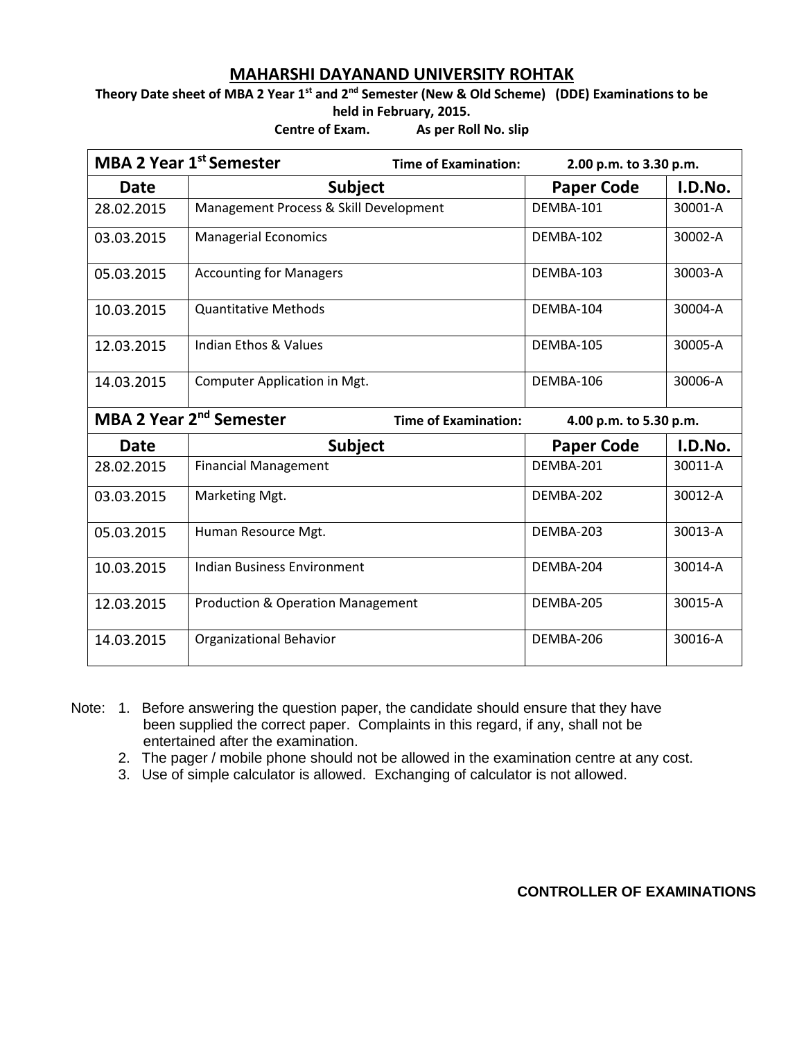# MAHARSHI DAYANAND UNIVERSITY ROHTAK

**Theory Date sheet of MBA 2 Year 1st and 2nd Semester (New & Old Scheme) (DDE) Examinations to be held in February, 2015.**

**Centre of Exam. As per Roll No. slip**

| **MBA 2 Year 1st Semester** | **Time of Examination:** | **2.00 p.m. to 3.30 p.m.** | |
|---|---|---|---|
| **Date** | **Subject** | **Paper Code** | **I.D.No.** |
| 28.02.2015 | Management Process & Skill Development | DEMBA-101 | 30001-A |
| 03.03.2015 | Managerial Economics | DEMBA-102 | 30002-A |
| 05.03.2015 | Accounting for Managers | DEMBA-103 | 30003-A |
| 10.03.2015 | Quantitative Methods | DEMBA-104 | 30004-A |
| 12.03.2015 | Indian Ethos & Values | DEMBA-105 | 30005-A |
| 14.03.2015 | Computer Application in Mgt. | DEMBA-106 | 30006-A |
| **MBA 2 Year 2nd Semester** | **Time of Examination:** | **4.00 p.m. to 5.30 p.m.** | |
| **Date** | **Subject** | **Paper Code** | **I.D.No.** |
| 28.02.2015 | Financial Management | DEMBA-201 | 30011-A |
| 03.03.2015 | Marketing Mgt. | DEMBA-202 | 30012-A |
| 05.03.2015 | Human Resource Mgt. | DEMBA-203 | 30013-A |
| 10.03.2015 | Indian Business Environment | DEMBA-204 | 30014-A |
| 12.03.2015 | Production & Operation Management | DEMBA-205 | 30015-A |
| 14.03.2015 | Organizational Behavior | DEMBA-206 | 30016-A |

Note:
1. Before answering the question paper, the candidate should ensure that they have been supplied the correct paper. Complaints in this regard, if any, shall not be entertained after the examination.
2. The pager / mobile phone should not be allowed in the examination centre at any cost.
3. Use of simple calculator is allowed. Exchanging of calculator is not allowed.

**CONTROLLER OF EXAMINATIONS**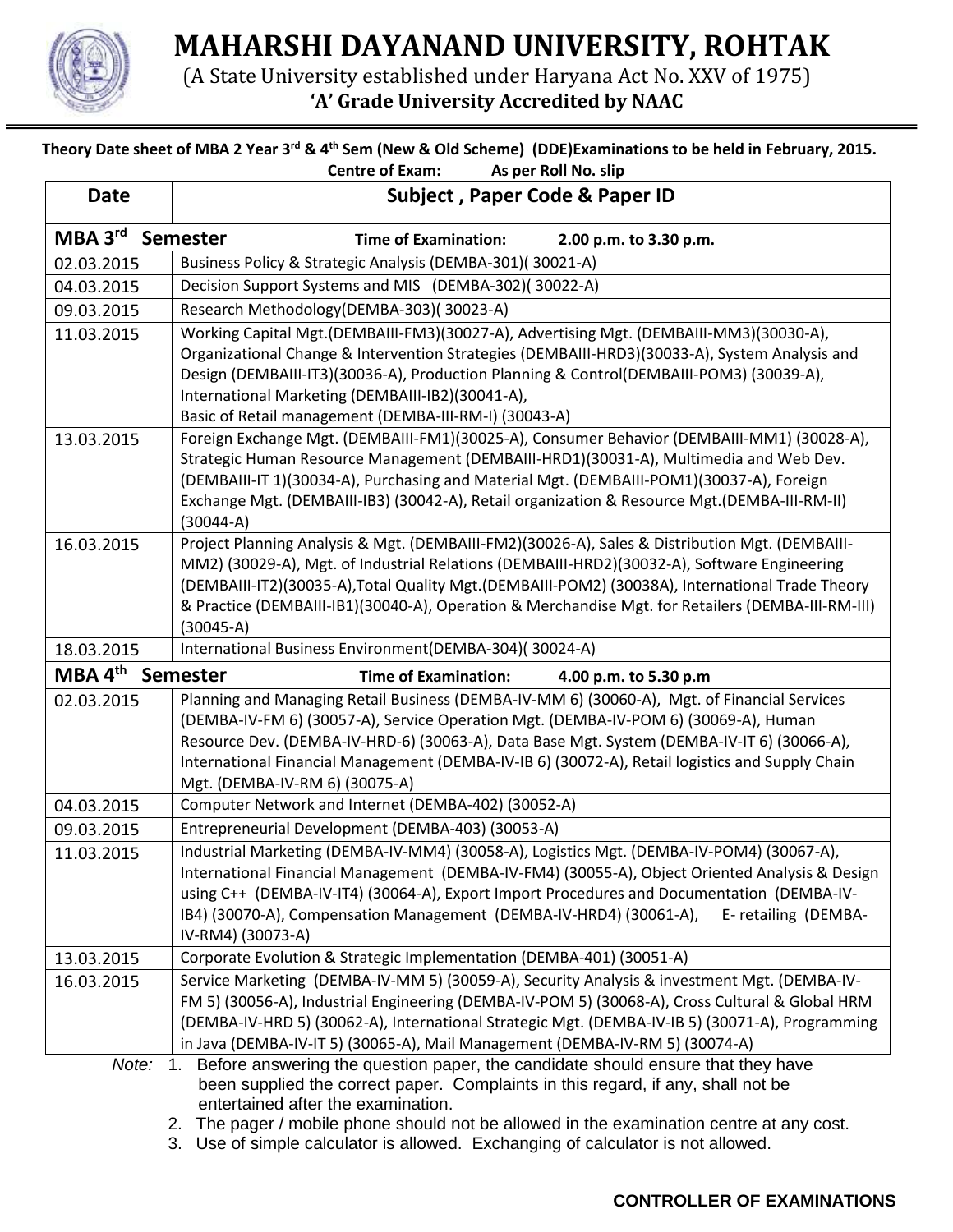# MAHARSHI DAYANAND UNIVERSITY, ROHTAK

(A State University established under Haryana Act No. XXV of 1975)

**'A' Grade University Accredited by NAAC**

**Theory Date sheet of MBA 2 Year 3rd & 4th Sem (New & Old Scheme) (DDE)Examinations to be held in February, 2015.**

**Centre of Exam: As per Roll No. slip**

| Date | Subject , Paper Code & Paper ID |
|---|---|
| **MBA 3rd Semester** | **Time of Examination: 2.00 p.m. to 3.30 p.m.** |
| 02.03.2015 | Business Policy & Strategic Analysis (DEMBA-301)( 30021-A) |
| 04.03.2015 | Decision Support Systems and MIS (DEMBA-302)( 30022-A) |
| 09.03.2015 | Research Methodology(DEMBA-303)( 30023-A) |
| 11.03.2015 | Working Capital Mgt.(DEMBAIII-FM3)(30027-A), Advertising Mgt. (DEMBAIII-MM3)(30030-A), Organizational Change & Intervention Strategies (DEMBAIII-HRD3)(30033-A), System Analysis and Design (DEMBAIII-IT3)(30036-A), Production Planning & Control(DEMBAIII-POM3) (30039-A), International Marketing (DEMBAIII-IB2)(30041-A), Basic of Retail management (DEMBA-III-RM-I) (30043-A) |
| 13.03.2015 | Foreign Exchange Mgt. (DEMBAIII-FM1)(30025-A), Consumer Behavior (DEMBAIII-MM1) (30028-A), Strategic Human Resource Management (DEMBAIII-HRD1)(30031-A), Multimedia and Web Dev. (DEMBAIII-IT 1)(30034-A), Purchasing and Material Mgt. (DEMBAIII-POM1)(30037-A), Foreign Exchange Mgt. (DEMBAIII-IB3) (30042-A), Retail organization & Resource Mgt.(DEMBA-III-RM-II) (30044-A) |
| 16.03.2015 | Project Planning Analysis & Mgt. (DEMBAIII-FM2)(30026-A), Sales & Distribution Mgt. (DEMBAIII-MM2) (30029-A), Mgt. of Industrial Relations (DEMBAIII-HRD2)(30032-A), Software Engineering (DEMBAIII-IT2)(30035-A),Total Quality Mgt.(DEMBAIII-POM2) (30038A), International Trade Theory & Practice (DEMBAIII-IB1)(30040-A), Operation & Merchandise Mgt. for Retailers (DEMBA-III-RM-III) (30045-A) |
| 18.03.2015 | International Business Environment(DEMBA-304)( 30024-A) |
| **MBA 4th Semester** | **Time of Examination: 4.00 p.m. to 5.30 p.m** |
| 02.03.2015 | Planning and Managing Retail Business (DEMBA-IV-MM 6) (30060-A), Mgt. of Financial Services (DEMBA-IV-FM 6) (30057-A), Service Operation Mgt. (DEMBA-IV-POM 6) (30069-A), Human Resource Dev. (DEMBA-IV-HRD-6) (30063-A), Data Base Mgt. System (DEMBA-IV-IT 6) (30066-A), International Financial Management (DEMBA-IV-IB 6) (30072-A), Retail logistics and Supply Chain Mgt. (DEMBA-IV-RM 6) (30075-A) |
| 04.03.2015 | Computer Network and Internet (DEMBA-402) (30052-A) |
| 09.03.2015 | Entrepreneurial Development (DEMBA-403) (30053-A) |
| 11.03.2015 | Industrial Marketing (DEMBA-IV-MM4) (30058-A), Logistics Mgt. (DEMBA-IV-POM4) (30067-A), International Financial Management (DEMBA-IV-FM4) (30055-A), Object Oriented Analysis & Design using C++ (DEMBA-IV-IT4) (30064-A), Export Import Procedures and Documentation (DEMBA-IV-IB4) (30070-A), Compensation Management (DEMBA-IV-HRD4) (30061-A), E- retailing (DEMBA-IV-RM4) (30073-A) |
| 13.03.2015 | Corporate Evolution & Strategic Implementation (DEMBA-401) (30051-A) |
| 16.03.2015 | Service Marketing (DEMBA-IV-MM 5) (30059-A), Security Analysis & investment Mgt. (DEMBA-IV-FM 5) (30056-A), Industrial Engineering (DEMBA-IV-POM 5) (30068-A), Cross Cultural & Global HRM (DEMBA-IV-HRD 5) (30062-A), International Strategic Mgt. (DEMBA-IV-IB 5) (30071-A), Programming in Java (DEMBA-IV-IT 5) (30065-A), Mail Management (DEMBA-IV-RM 5) (30074-A) |

*Note:*

1. Before answering the question paper, the candidate should ensure that they have been supplied the correct paper. Complaints in this regard, if any, shall not be entertained after the examination.
2. The pager / mobile phone should not be allowed in the examination centre at any cost.
3. Use of simple calculator is allowed. Exchanging of calculator is not allowed.

**CONTROLLER OF EXAMINATIONS**